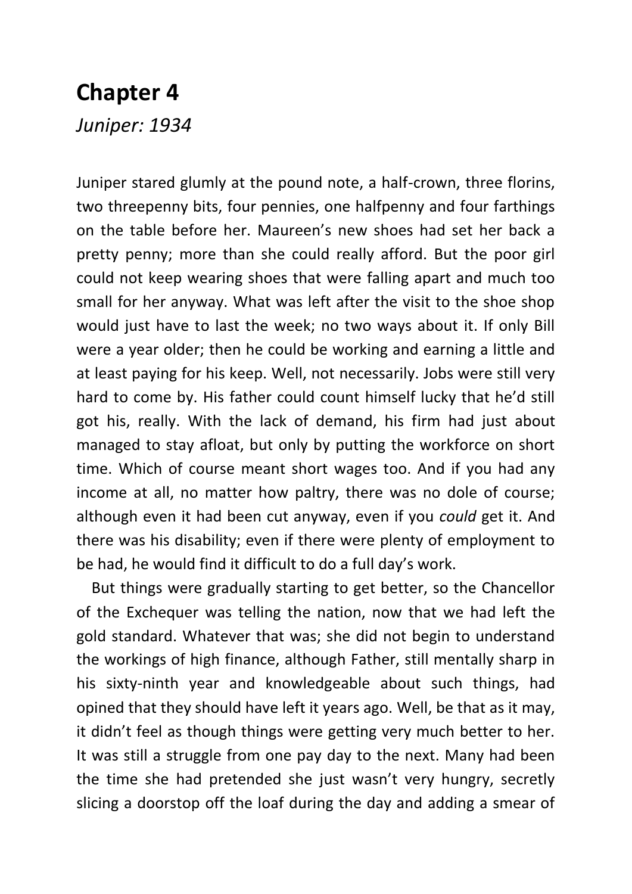# Chapter 4

*Juniper: 1934*

Juniper stared glumly at the pound note, a half-crown, three florins, two threepenny bits, four pennies, one halfpenny and four farthings on the table before her. Maureen's new shoes had set her back a pretty penny; more than she could really afford. But the poor girl could not keep wearing shoes that were falling apart and much too small for her anyway. What was left after the visit to the shoe shop would just have to last the week; no two ways about it. If only Bill were a year older; then he could be working and earning a little and at least paying for his keep. Well, not necessarily. Jobs were still very hard to come by. His father could count himself lucky that he'd still got his, really. With the lack of demand, his firm had just about managed to stay afloat, but only by putting the workforce on short time. Which of course meant short wages too. And if you had any income at all, no matter how paltry, there was no dole of course; although even it had been cut anyway, even if you *could* get it. And there was his disability; even if there were plenty of employment to be had, he would find it difficult to do a full day's work.

But things were gradually starting to get better, so the Chancellor of the Exchequer was telling the nation, now that we had left the gold standard. Whatever that was; she did not begin to understand the workings of high finance, although Father, still mentally sharp in his sixty-ninth year and knowledgeable about such things, had opined that they should have left it years ago. Well, be that as it may, it didn't feel as though things were getting very much better to her. It was still a struggle from one pay day to the next. Many had been the time she had pretended she just wasn't very hungry, secretly slicing a doorstop off the loaf during the day and adding a smear of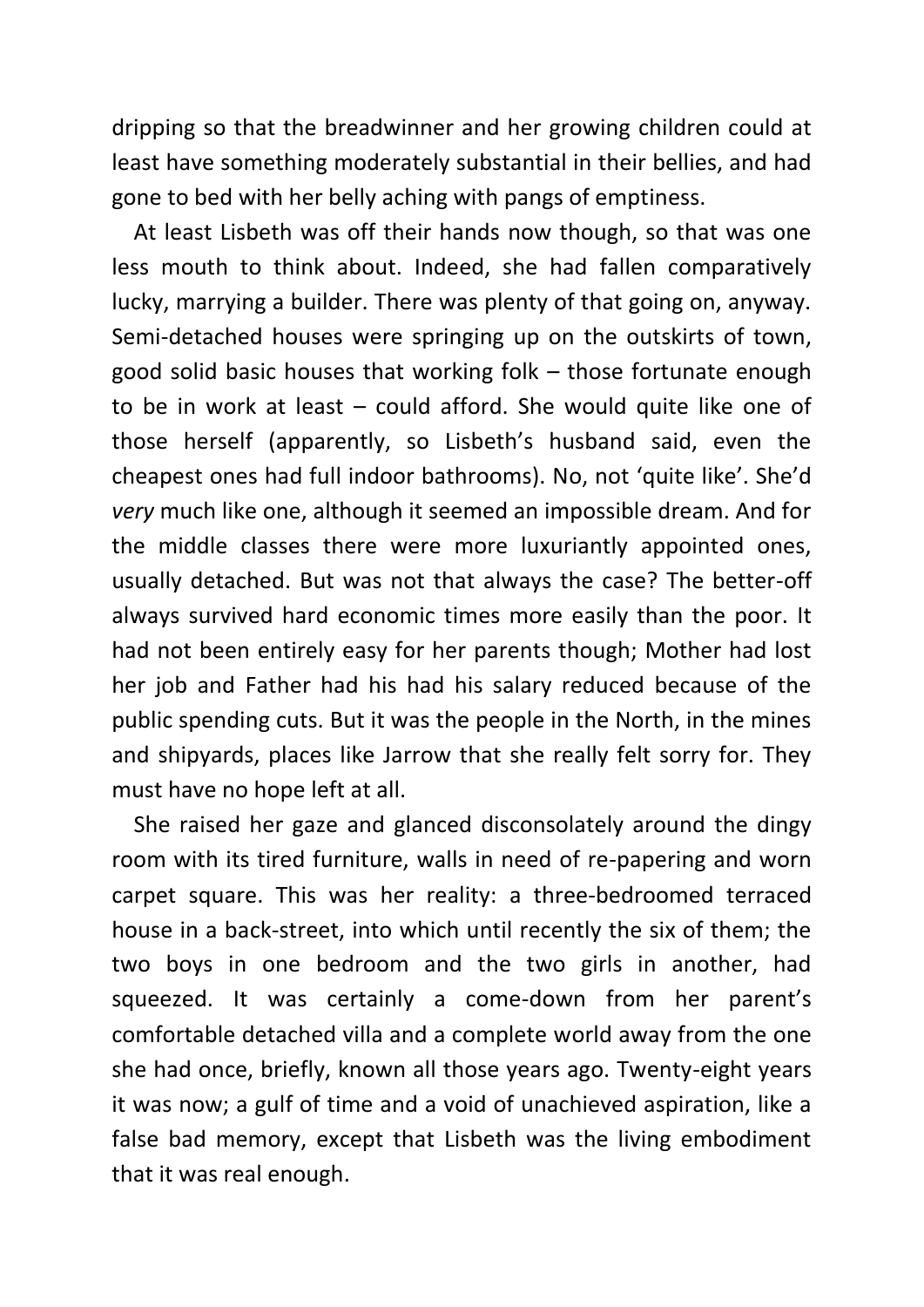dripping so that the breadwinner and her growing children could at least have something moderately substantial in their bellies, and had gone to bed with her belly aching with pangs of emptiness.

At least Lisbeth was off their hands now though, so that was one less mouth to think about. Indeed, she had fallen comparatively lucky, marrying a builder. There was plenty of that going on, anyway. Semi-detached houses were springing up on the outskirts of town, good solid basic houses that working folk – those fortunate enough to be in work at least – could afford. She would quite like one of those herself (apparently, so Lisbeth's husband said, even the cheapest ones had full indoor bathrooms). No, not 'quite like'. She'd *very* much like one, although it seemed an impossible dream. And for the middle classes there were more luxuriantly appointed ones, usually detached. But was not that always the case? The better-off always survived hard economic times more easily than the poor. It had not been entirely easy for her parents though; Mother had lost her job and Father had his had his salary reduced because of the public spending cuts. But it was the people in the North, in the mines and shipyards, places like Jarrow that she really felt sorry for. They must have no hope left at all.

She raised her gaze and glanced disconsolately around the dingy room with its tired furniture, walls in need of re-papering and worn carpet square. This was her reality: a three-bedroomed terraced house in a back-street, into which until recently the six of them; the two boys in one bedroom and the two girls in another, had squeezed. It was certainly a come-down from her parent's comfortable detached villa and a complete world away from the one she had once, briefly, known all those years ago. Twenty-eight years it was now; a gulf of time and a void of unachieved aspiration, like a false bad memory, except that Lisbeth was the living embodiment that it was real enough.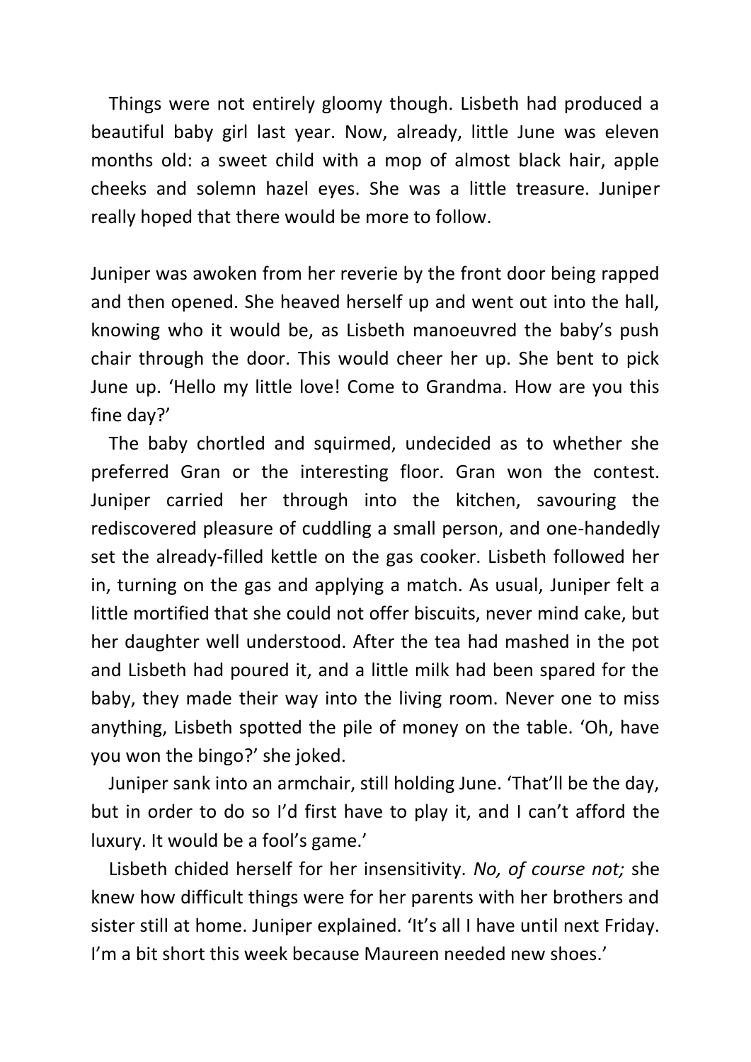Things were not entirely gloomy though. Lisbeth had produced a beautiful baby girl last year. Now, already, little June was eleven months old: a sweet child with a mop of almost black hair, apple cheeks and solemn hazel eyes. She was a little treasure. Juniper really hoped that there would be more to follow.

Juniper was awoken from her reverie by the front door being rapped and then opened. She heaved herself up and went out into the hall, knowing who it would be, as Lisbeth manoeuvred the baby's push chair through the door. This would cheer her up. She bent to pick June up. 'Hello my little love! Come to Grandma. How are you this fine day?'

The baby chortled and squirmed, undecided as to whether she preferred Gran or the interesting floor. Gran won the contest. Juniper carried her through into the kitchen, savouring the rediscovered pleasure of cuddling a small person, and one-handedly set the already-filled kettle on the gas cooker. Lisbeth followed her in, turning on the gas and applying a match. As usual, Juniper felt a little mortified that she could not offer biscuits, never mind cake, but her daughter well understood. After the tea had mashed in the pot and Lisbeth had poured it, and a little milk had been spared for the baby, they made their way into the living room. Never one to miss anything, Lisbeth spotted the pile of money on the table. 'Oh, have you won the bingo?' she joked.

Juniper sank into an armchair, still holding June. 'That'll be the day, but in order to do so I'd first have to play it, and I can't afford the luxury. It would be a fool's game.'

Lisbeth chided herself for her insensitivity. *No, of course not;* she knew how difficult things were for her parents with her brothers and sister still at home. Juniper explained. 'It's all I have until next Friday. I'm a bit short this week because Maureen needed new shoes.'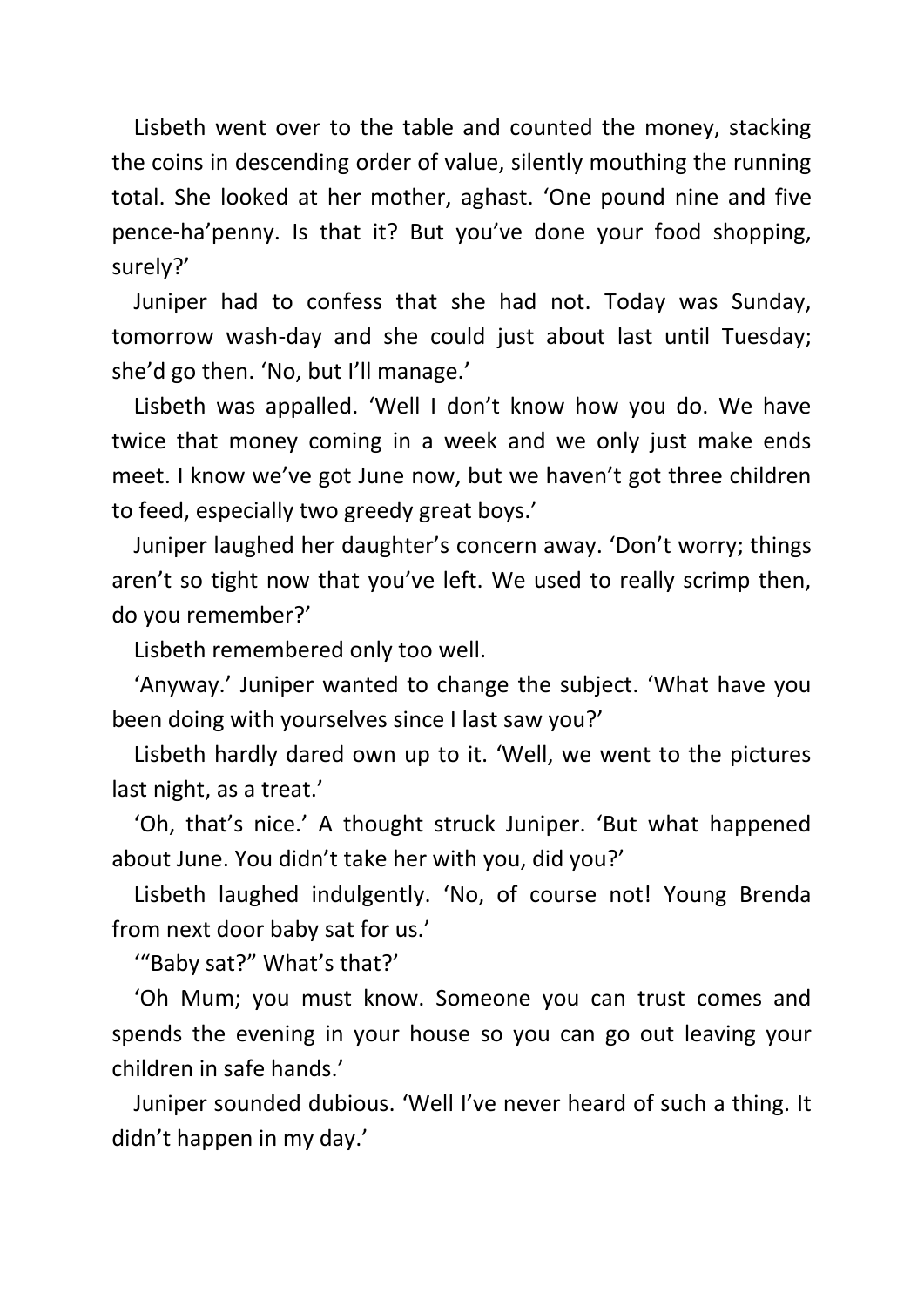Lisbeth went over to the table and counted the money, stacking the coins in descending order of value, silently mouthing the running total. She looked at her mother, aghast. 'One pound nine and five pence-ha'penny. Is that it? But you've done your food shopping, surely?'

Juniper had to confess that she had not. Today was Sunday, tomorrow wash-day and she could just about last until Tuesday; she'd go then. 'No, but I'll manage.'

Lisbeth was appalled. 'Well I don't know how you do. We have twice that money coming in a week and we only just make ends meet. I know we've got June now, but we haven't got three children to feed, especially two greedy great boys.'

Juniper laughed her daughter's concern away. 'Don't worry; things aren't so tight now that you've left. We used to really scrimp then, do you remember?'

Lisbeth remembered only too well.

'Anyway.' Juniper wanted to change the subject. 'What have you been doing with yourselves since I last saw you?'

Lisbeth hardly dared own up to it. 'Well, we went to the pictures last night, as a treat.'

'Oh, that's nice.' A thought struck Juniper. 'But what happened about June. You didn't take her with you, did you?'

Lisbeth laughed indulgently. 'No, of course not! Young Brenda from next door baby sat for us.'

'"Baby sat?" What's that?'

'Oh Mum; you must know. Someone you can trust comes and spends the evening in your house so you can go out leaving your children in safe hands.'

Juniper sounded dubious. 'Well I've never heard of such a thing. It didn't happen in my day.'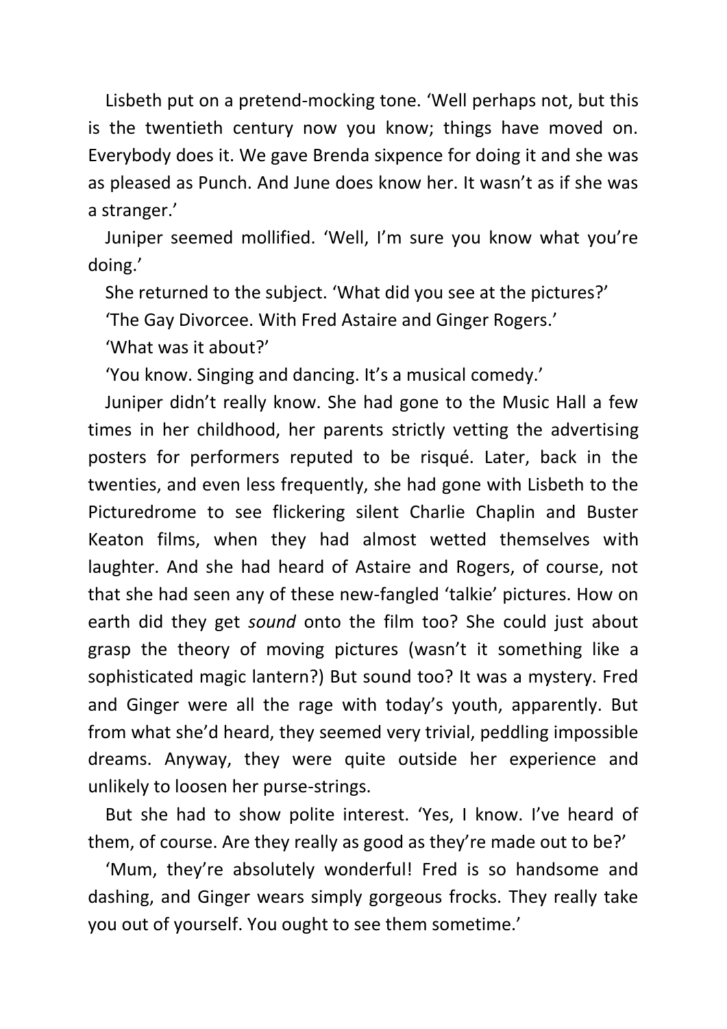Lisbeth put on a pretend-mocking tone. ‘Well perhaps not, but this is the twentieth century now you know; things have moved on. Everybody does it. We gave Brenda sixpence for doing it and she was as pleased as Punch. And June does know her. It wasn’t as if she was a stranger.’

Juniper seemed mollified. ‘Well, I’m sure you know what you’re doing.’

She returned to the subject. ‘What did you see at the pictures?’

‘The Gay Divorcee. With Fred Astaire and Ginger Rogers.’

‘What was it about?’

‘You know. Singing and dancing. It’s a musical comedy.’

Juniper didn’t really know. She had gone to the Music Hall a few times in her childhood, her parents strictly vetting the advertising posters for performers reputed to be risqué. Later, back in the twenties, and even less frequently, she had gone with Lisbeth to the Picturedrome to see flickering silent Charlie Chaplin and Buster Keaton films, when they had almost wetted themselves with laughter. And she had heard of Astaire and Rogers, of course, not that she had seen any of these new-fangled ‘talkie’ pictures. How on earth did they get *sound* onto the film too? She could just about grasp the theory of moving pictures (wasn’t it something like a sophisticated magic lantern?) But sound too? It was a mystery. Fred and Ginger were all the rage with today’s youth, apparently. But from what she’d heard, they seemed very trivial, peddling impossible dreams. Anyway, they were quite outside her experience and unlikely to loosen her purse-strings.

But she had to show polite interest. ‘Yes, I know. I’ve heard of them, of course. Are they really as good as they’re made out to be?’

‘Mum, they’re absolutely wonderful! Fred is so handsome and dashing, and Ginger wears simply gorgeous frocks. They really take you out of yourself. You ought to see them sometime.’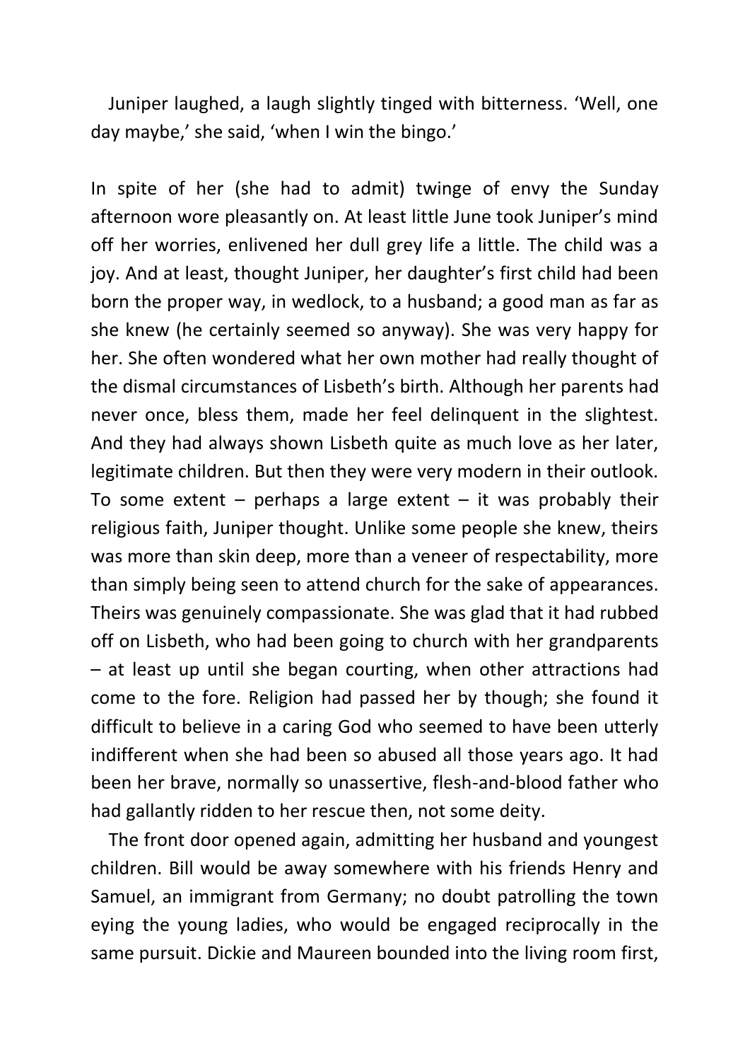Juniper laughed, a laugh slightly tinged with bitterness. 'Well, one day maybe,' she said, 'when I win the bingo.'

In spite of her (she had to admit) twinge of envy the Sunday afternoon wore pleasantly on. At least little June took Juniper's mind off her worries, enlivened her dull grey life a little. The child was a joy. And at least, thought Juniper, her daughter's first child had been born the proper way, in wedlock, to a husband; a good man as far as she knew (he certainly seemed so anyway). She was very happy for her. She often wondered what her own mother had really thought of the dismal circumstances of Lisbeth's birth. Although her parents had never once, bless them, made her feel delinquent in the slightest. And they had always shown Lisbeth quite as much love as her later, legitimate children. But then they were very modern in their outlook. To some extent – perhaps a large extent – it was probably their religious faith, Juniper thought. Unlike some people she knew, theirs was more than skin deep, more than a veneer of respectability, more than simply being seen to attend church for the sake of appearances. Theirs was genuinely compassionate. She was glad that it had rubbed off on Lisbeth, who had been going to church with her grandparents – at least up until she began courting, when other attractions had come to the fore. Religion had passed her by though; she found it difficult to believe in a caring God who seemed to have been utterly indifferent when she had been so abused all those years ago. It had been her brave, normally so unassertive, flesh-and-blood father who had gallantly ridden to her rescue then, not some deity.

The front door opened again, admitting her husband and youngest children. Bill would be away somewhere with his friends Henry and Samuel, an immigrant from Germany; no doubt patrolling the town eying the young ladies, who would be engaged reciprocally in the same pursuit. Dickie and Maureen bounded into the living room first,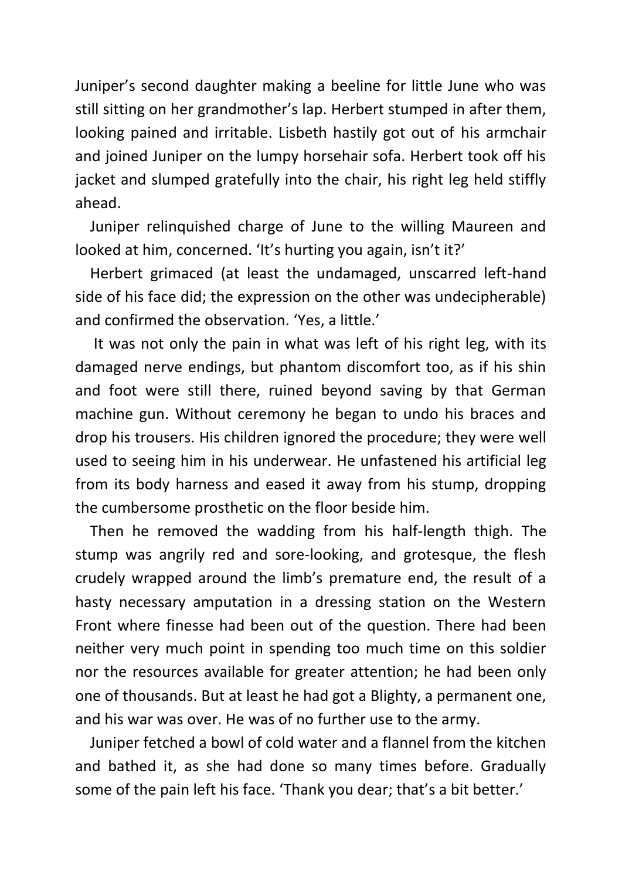Juniper's second daughter making a beeline for little June who was still sitting on her grandmother's lap. Herbert stumped in after them, looking pained and irritable. Lisbeth hastily got out of his armchair and joined Juniper on the lumpy horsehair sofa. Herbert took off his jacket and slumped gratefully into the chair, his right leg held stiffly ahead.

Juniper relinquished charge of June to the willing Maureen and looked at him, concerned. 'It's hurting you again, isn't it?'

Herbert grimaced (at least the undamaged, unscarred left-hand side of his face did; the expression on the other was undecipherable) and confirmed the observation. 'Yes, a little.'

It was not only the pain in what was left of his right leg, with its damaged nerve endings, but phantom discomfort too, as if his shin and foot were still there, ruined beyond saving by that German machine gun. Without ceremony he began to undo his braces and drop his trousers. His children ignored the procedure; they were well used to seeing him in his underwear. He unfastened his artificial leg from its body harness and eased it away from his stump, dropping the cumbersome prosthetic on the floor beside him.

Then he removed the wadding from his half-length thigh. The stump was angrily red and sore-looking, and grotesque, the flesh crudely wrapped around the limb's premature end, the result of a hasty necessary amputation in a dressing station on the Western Front where finesse had been out of the question. There had been neither very much point in spending too much time on this soldier nor the resources available for greater attention; he had been only one of thousands. But at least he had got a Blighty, a permanent one, and his war was over. He was of no further use to the army.

Juniper fetched a bowl of cold water and a flannel from the kitchen and bathed it, as she had done so many times before. Gradually some of the pain left his face. 'Thank you dear; that's a bit better.'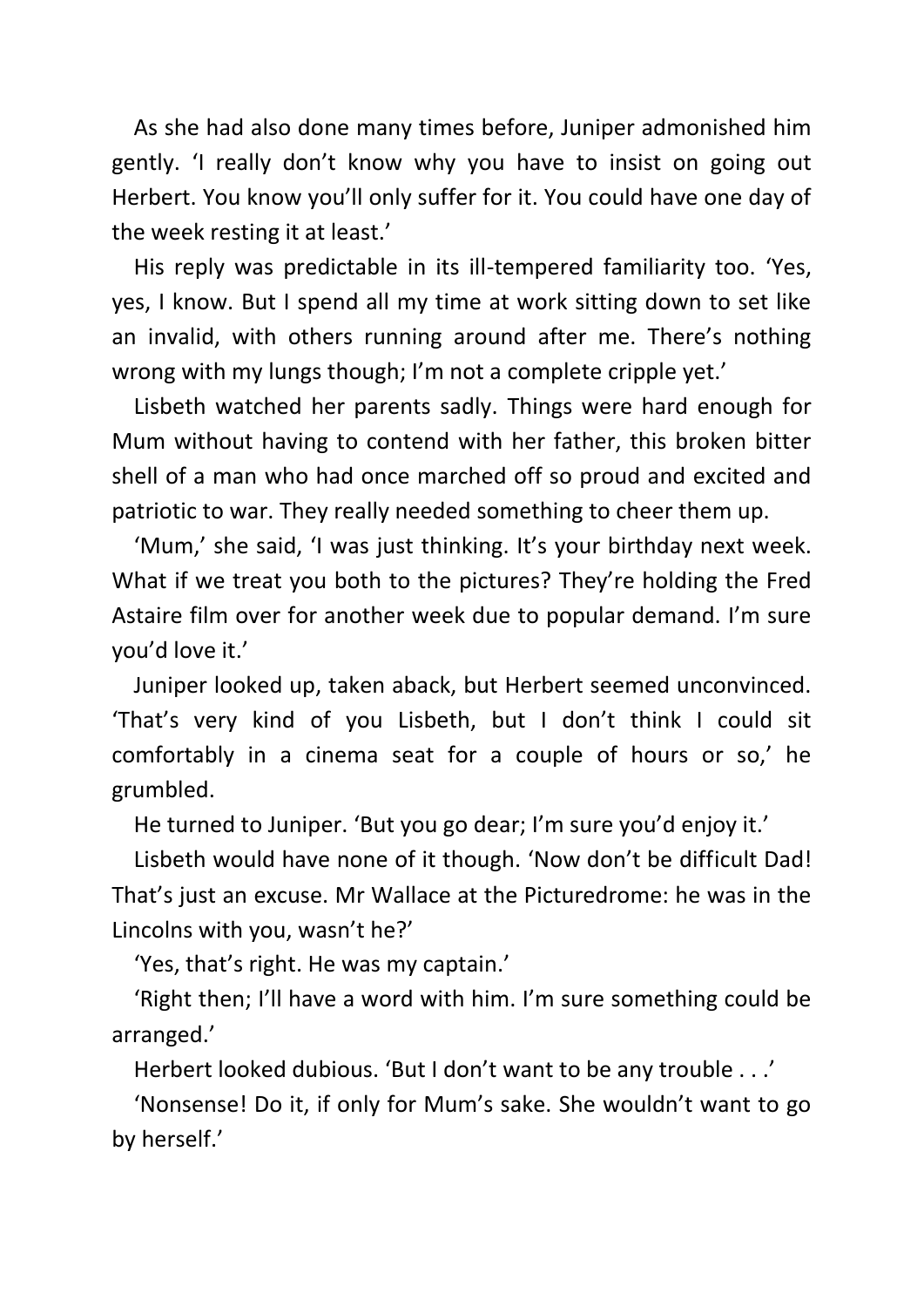As she had also done many times before, Juniper admonished him gently. 'I really don't know why you have to insist on going out Herbert. You know you'll only suffer for it. You could have one day of the week resting it at least.'

His reply was predictable in its ill-tempered familiarity too. 'Yes, yes, I know. But I spend all my time at work sitting down to set like an invalid, with others running around after me. There's nothing wrong with my lungs though; I'm not a complete cripple yet.'

Lisbeth watched her parents sadly. Things were hard enough for Mum without having to contend with her father, this broken bitter shell of a man who had once marched off so proud and excited and patriotic to war. They really needed something to cheer them up.

'Mum,' she said, 'I was just thinking. It's your birthday next week. What if we treat you both to the pictures? They're holding the Fred Astaire film over for another week due to popular demand. I'm sure you'd love it.'

Juniper looked up, taken aback, but Herbert seemed unconvinced. 'That's very kind of you Lisbeth, but I don't think I could sit comfortably in a cinema seat for a couple of hours or so,' he grumbled.

He turned to Juniper. 'But you go dear; I'm sure you'd enjoy it.'

Lisbeth would have none of it though. 'Now don't be difficult Dad! That's just an excuse. Mr Wallace at the Picturedrome: he was in the Lincolns with you, wasn't he?'

'Yes, that's right. He was my captain.'

'Right then; I'll have a word with him. I'm sure something could be arranged.'

Herbert looked dubious. 'But I don't want to be any trouble . . .'

'Nonsense! Do it, if only for Mum's sake. She wouldn't want to go by herself.'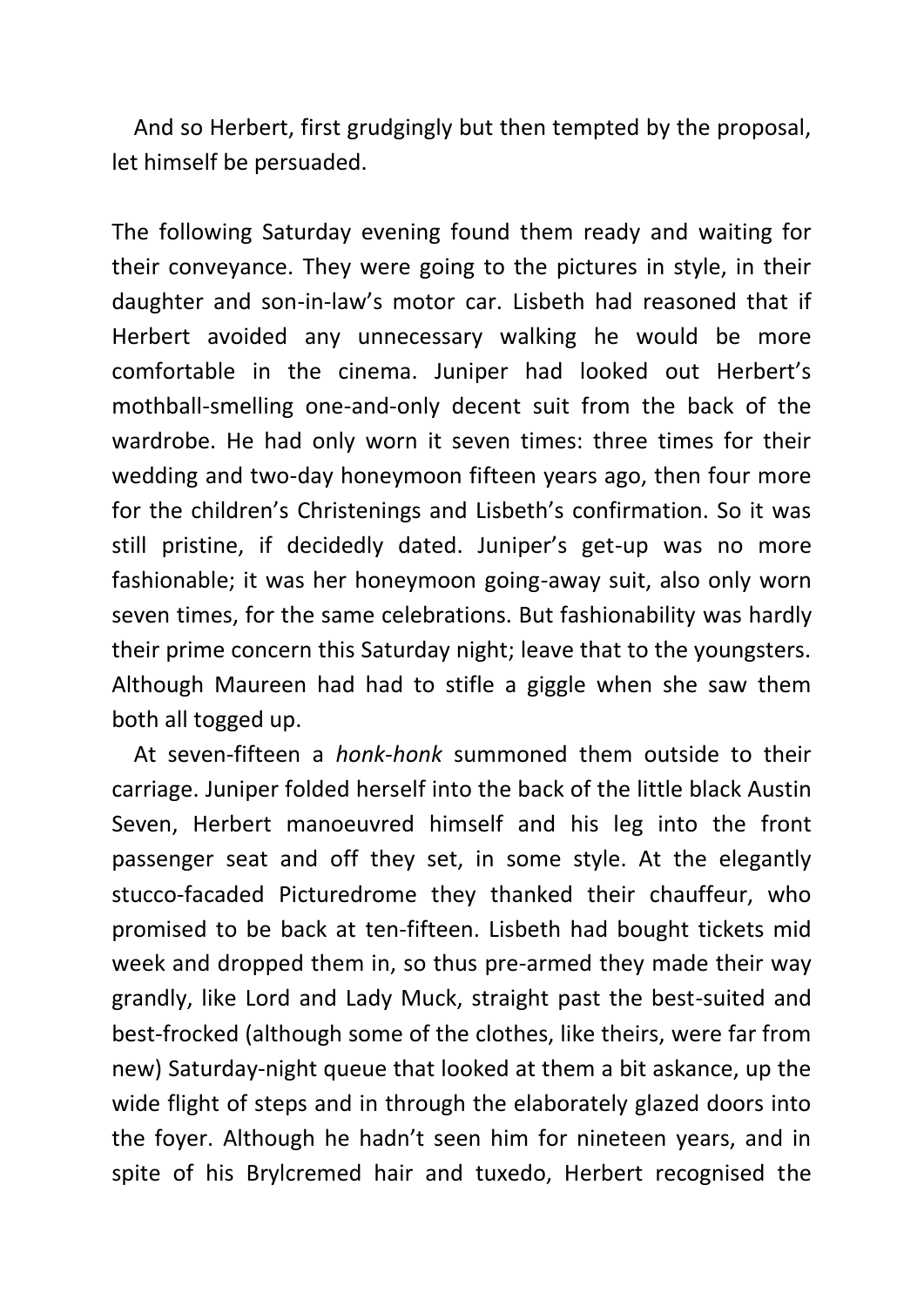And so Herbert, first grudgingly but then tempted by the proposal, let himself be persuaded.

The following Saturday evening found them ready and waiting for their conveyance. They were going to the pictures in style, in their daughter and son-in-law's motor car. Lisbeth had reasoned that if Herbert avoided any unnecessary walking he would be more comfortable in the cinema. Juniper had looked out Herbert's mothball-smelling one-and-only decent suit from the back of the wardrobe. He had only worn it seven times: three times for their wedding and two-day honeymoon fifteen years ago, then four more for the children's Christenings and Lisbeth's confirmation. So it was still pristine, if decidedly dated. Juniper's get-up was no more fashionable; it was her honeymoon going-away suit, also only worn seven times, for the same celebrations. But fashionability was hardly their prime concern this Saturday night; leave that to the youngsters. Although Maureen had had to stifle a giggle when she saw them both all togged up.

At seven-fifteen a *honk-honk* summoned them outside to their carriage. Juniper folded herself into the back of the little black Austin Seven, Herbert manoeuvred himself and his leg into the front passenger seat and off they set, in some style. At the elegantly stucco-facaded Picturedrome they thanked their chauffeur, who promised to be back at ten-fifteen. Lisbeth had bought tickets mid week and dropped them in, so thus pre-armed they made their way grandly, like Lord and Lady Muck, straight past the best-suited and best-frocked (although some of the clothes, like theirs, were far from new) Saturday-night queue that looked at them a bit askance, up the wide flight of steps and in through the elaborately glazed doors into the foyer. Although he hadn't seen him for nineteen years, and in spite of his Brylcremed hair and tuxedo, Herbert recognised the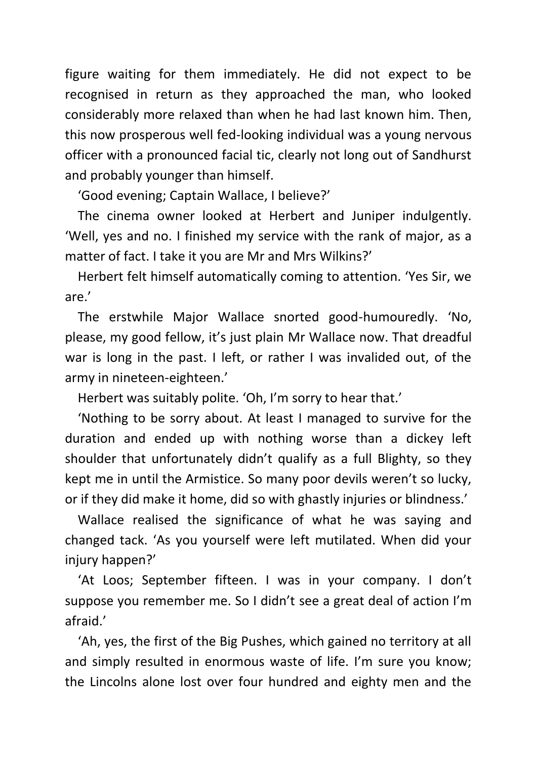figure waiting for them immediately. He did not expect to be recognised in return as they approached the man, who looked considerably more relaxed than when he had last known him. Then, this now prosperous well fed-looking individual was a young nervous officer with a pronounced facial tic, clearly not long out of Sandhurst and probably younger than himself.

'Good evening; Captain Wallace, I believe?'

The cinema owner looked at Herbert and Juniper indulgently. 'Well, yes and no. I finished my service with the rank of major, as a matter of fact. I take it you are Mr and Mrs Wilkins?'

Herbert felt himself automatically coming to attention. 'Yes Sir, we are.'

The erstwhile Major Wallace snorted good-humouredly. 'No, please, my good fellow, it's just plain Mr Wallace now. That dreadful war is long in the past. I left, or rather I was invalided out, of the army in nineteen-eighteen.'

Herbert was suitably polite. 'Oh, I'm sorry to hear that.'

'Nothing to be sorry about. At least I managed to survive for the duration and ended up with nothing worse than a dickey left shoulder that unfortunately didn't qualify as a full Blighty, so they kept me in until the Armistice. So many poor devils weren't so lucky, or if they did make it home, did so with ghastly injuries or blindness.'

Wallace realised the significance of what he was saying and changed tack. 'As you yourself were left mutilated. When did your injury happen?'

'At Loos; September fifteen. I was in your company. I don't suppose you remember me. So I didn't see a great deal of action I'm afraid.'

'Ah, yes, the first of the Big Pushes, which gained no territory at all and simply resulted in enormous waste of life. I'm sure you know; the Lincolns alone lost over four hundred and eighty men and the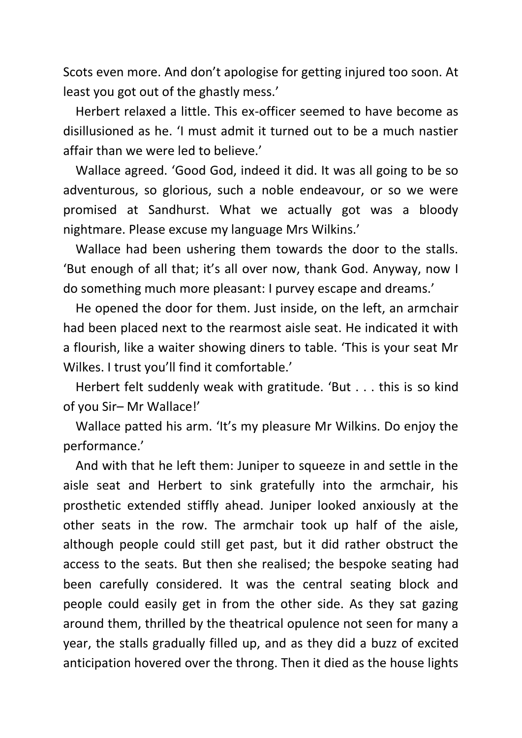Scots even more. And don't apologise for getting injured too soon. At least you got out of the ghastly mess.'

Herbert relaxed a little. This ex-officer seemed to have become as disillusioned as he. 'I must admit it turned out to be a much nastier affair than we were led to believe.'

Wallace agreed. 'Good God, indeed it did. It was all going to be so adventurous, so glorious, such a noble endeavour, or so we were promised at Sandhurst. What we actually got was a bloody nightmare. Please excuse my language Mrs Wilkins.'

Wallace had been ushering them towards the door to the stalls. 'But enough of all that; it's all over now, thank God. Anyway, now I do something much more pleasant: I purvey escape and dreams.'

He opened the door for them. Just inside, on the left, an armchair had been placed next to the rearmost aisle seat. He indicated it with a flourish, like a waiter showing diners to table. 'This is your seat Mr Wilkes. I trust you'll find it comfortable.'

Herbert felt suddenly weak with gratitude. 'But . . . this is so kind of you Sir– Mr Wallace!'

Wallace patted his arm. 'It's my pleasure Mr Wilkins. Do enjoy the performance.'

And with that he left them: Juniper to squeeze in and settle in the aisle seat and Herbert to sink gratefully into the armchair, his prosthetic extended stiffly ahead. Juniper looked anxiously at the other seats in the row. The armchair took up half of the aisle, although people could still get past, but it did rather obstruct the access to the seats. But then she realised; the bespoke seating had been carefully considered. It was the central seating block and people could easily get in from the other side. As they sat gazing around them, thrilled by the theatrical opulence not seen for many a year, the stalls gradually filled up, and as they did a buzz of excited anticipation hovered over the throng. Then it died as the house lights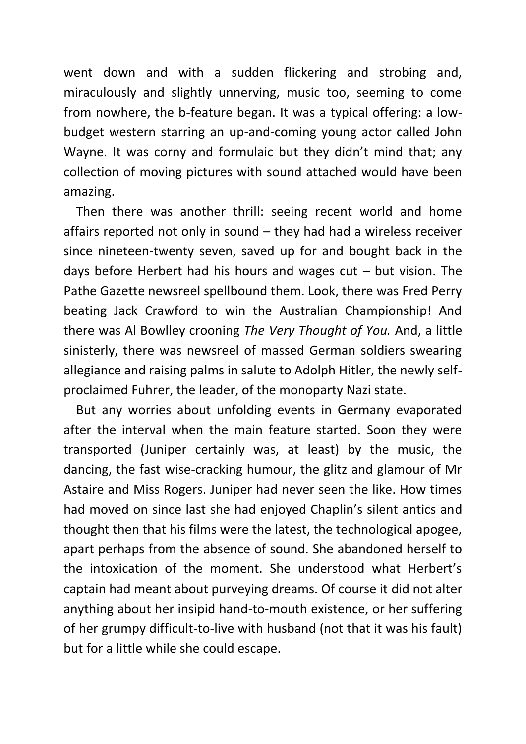went down and with a sudden flickering and strobing and, miraculously and slightly unnerving, music too, seeming to come from nowhere, the b-feature began. It was a typical offering: a low-budget western starring an up-and-coming young actor called John Wayne. It was corny and formulaic but they didn't mind that; any collection of moving pictures with sound attached would have been amazing.

Then there was another thrill: seeing recent world and home affairs reported not only in sound – they had had a wireless receiver since nineteen-twenty seven, saved up for and bought back in the days before Herbert had his hours and wages cut – but vision. The Pathe Gazette newsreel spellbound them. Look, there was Fred Perry beating Jack Crawford to win the Australian Championship! And there was Al Bowlley crooning *The Very Thought of You.* And, a little sinisterly, there was newsreel of massed German soldiers swearing allegiance and raising palms in salute to Adolph Hitler, the newly self-proclaimed Fuhrer, the leader, of the monoparty Nazi state.

But any worries about unfolding events in Germany evaporated after the interval when the main feature started. Soon they were transported (Juniper certainly was, at least) by the music, the dancing, the fast wise-cracking humour, the glitz and glamour of Mr Astaire and Miss Rogers. Juniper had never seen the like. How times had moved on since last she had enjoyed Chaplin's silent antics and thought then that his films were the latest, the technological apogee, apart perhaps from the absence of sound. She abandoned herself to the intoxication of the moment. She understood what Herbert's captain had meant about purveying dreams. Of course it did not alter anything about her insipid hand-to-mouth existence, or her suffering of her grumpy difficult-to-live with husband (not that it was his fault) but for a little while she could escape.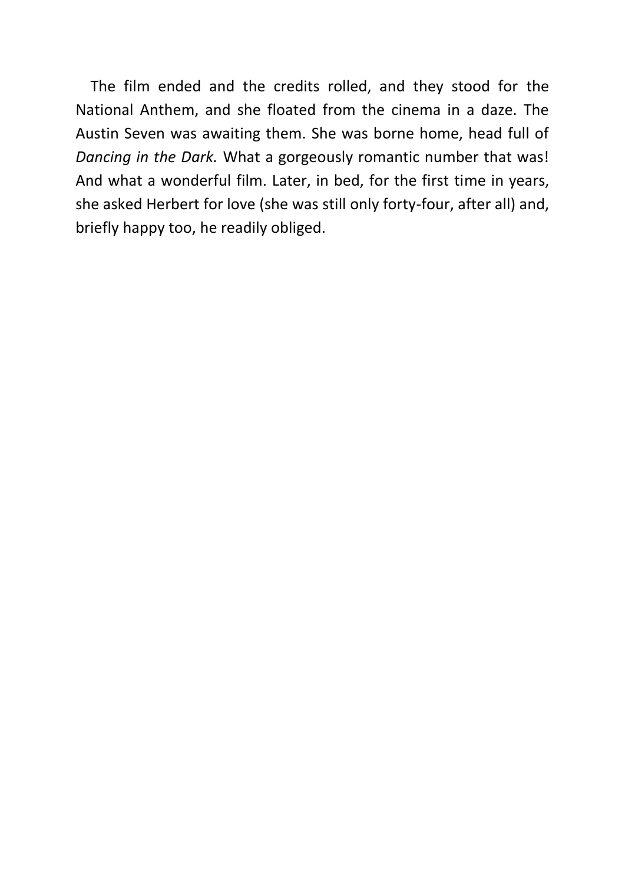The film ended and the credits rolled, and they stood for the National Anthem, and she floated from the cinema in a daze. The Austin Seven was awaiting them. She was borne home, head full of *Dancing in the Dark.* What a gorgeously romantic number that was! And what a wonderful film. Later, in bed, for the first time in years, she asked Herbert for love (she was still only forty-four, after all) and, briefly happy too, he readily obliged.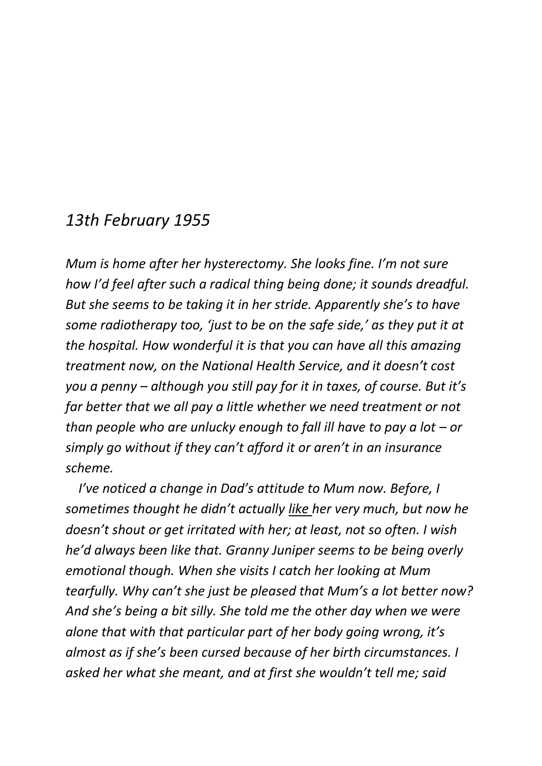*13th February 1955*

*Mum is home after her hysterectomy. She looks fine. I'm not sure how I'd feel after such a radical thing being done; it sounds dreadful. But she seems to be taking it in her stride. Apparently she's to have some radiotherapy too, 'just to be on the safe side,' as they put it at the hospital. How wonderful it is that you can have all this amazing treatment now, on the National Health Service, and it doesn't cost you a penny – although you still pay for it in taxes, of course. But it's far better that we all pay a little whether we need treatment or not than people who are unlucky enough to fall ill have to pay a lot – or simply go without if they can't afford it or aren't in an insurance scheme.*

*I've noticed a change in Dad's attitude to Mum now. Before, I sometimes thought he didn't actually <u>like</u> her very much, but now he doesn't shout or get irritated with her; at least, not so often. I wish he'd always been like that. Granny Juniper seems to be being overly emotional though. When she visits I catch her looking at Mum tearfully. Why can't she just be pleased that Mum's a lot better now? And she's being a bit silly. She told me the other day when we were alone that with that particular part of her body going wrong, it's almost as if she's been cursed because of her birth circumstances. I asked her what she meant, and at first she wouldn't tell me; said*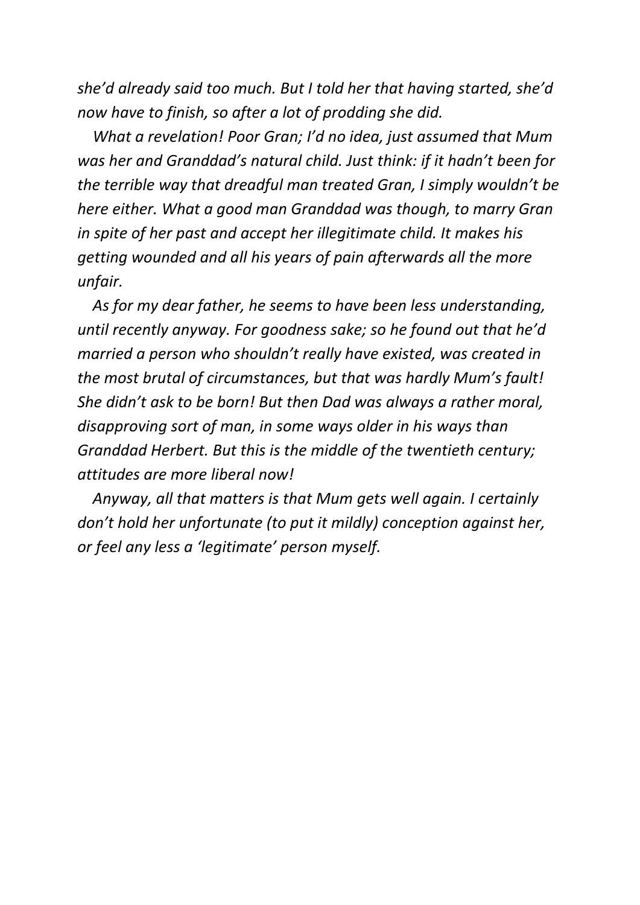*she'd already said too much. But I told her that having started, she'd now have to finish, so after a lot of prodding she did.*

*What a revelation! Poor Gran; I'd no idea, just assumed that Mum was her and Granddad's natural child. Just think: if it hadn't been for the terrible way that dreadful man treated Gran, I simply wouldn't be here either. What a good man Granddad was though, to marry Gran in spite of her past and accept her illegitimate child. It makes his getting wounded and all his years of pain afterwards all the more unfair.*

*As for my dear father, he seems to have been less understanding, until recently anyway. For goodness sake; so he found out that he'd married a person who shouldn't really have existed, was created in the most brutal of circumstances, but that was hardly Mum's fault! She didn't ask to be born! But then Dad was always a rather moral, disapproving sort of man, in some ways older in his ways than Granddad Herbert. But this is the middle of the twentieth century; attitudes are more liberal now!*

*Anyway, all that matters is that Mum gets well again. I certainly don't hold her unfortunate (to put it mildly) conception against her, or feel any less a 'legitimate' person myself.*